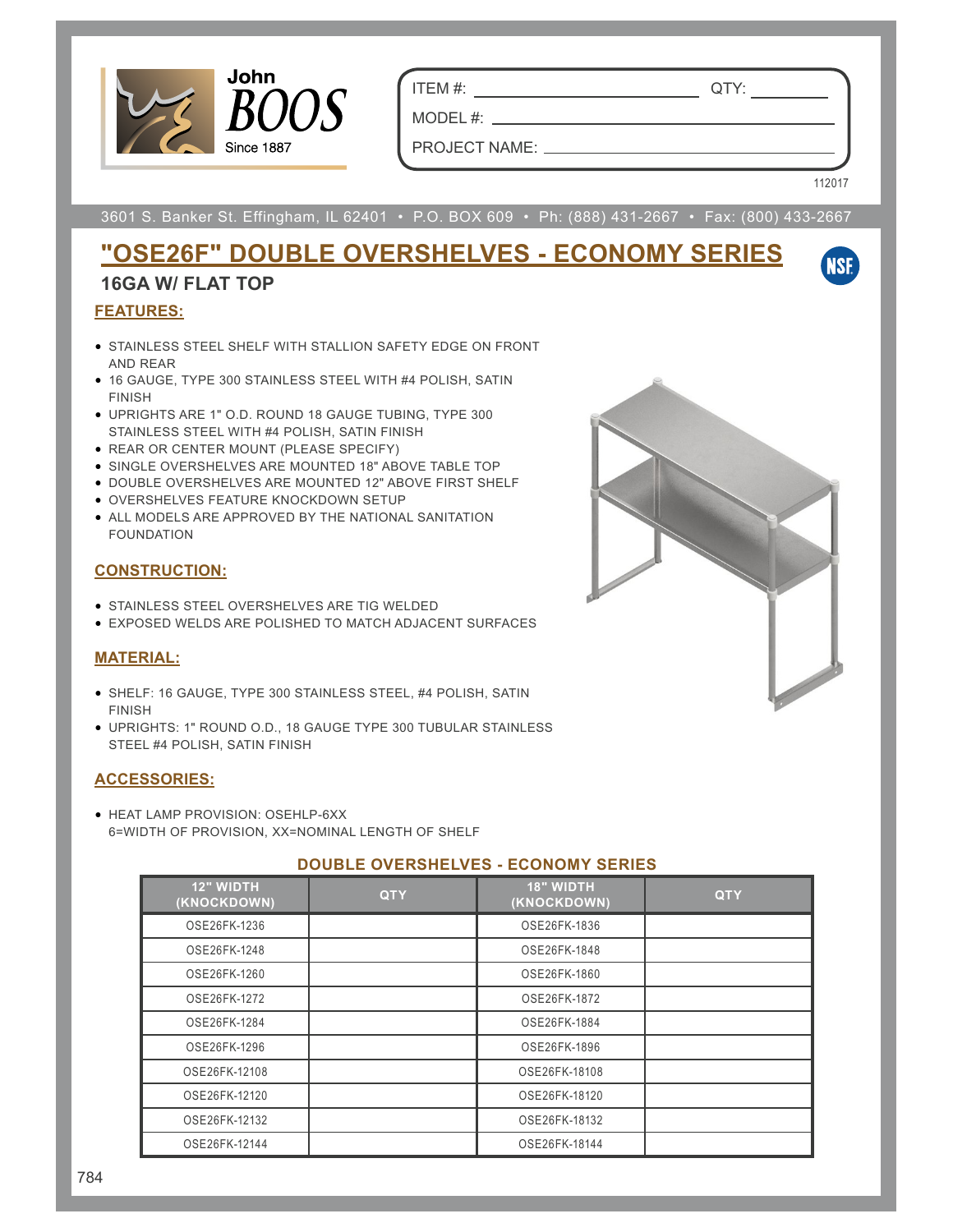John BOOS
Since 1887

ITEM #: ______________________ QTY: __________

MODEL #: ______________________________________

PROJECT NAME: _________________________________

112017

3601 S. Banker St. Effingham, IL 62401 • P.O. BOX 609 • Ph: (888) 431-2667 • Fax: (800) 433-2667

# "OSE26F" DOUBLE OVERSHELVES - ECONOMY SERIES

## 16GA W/ FLAT TOP

### FEATURES:

- STAINLESS STEEL SHELF WITH STALLION SAFETY EDGE ON FRONT AND REAR
- 16 GAUGE, TYPE 300 STAINLESS STEEL WITH #4 POLISH, SATIN FINISH
- UPRIGHTS ARE 1" O.D. ROUND 18 GAUGE TUBING, TYPE 300 STAINLESS STEEL WITH #4 POLISH, SATIN FINISH
- REAR OR CENTER MOUNT (PLEASE SPECIFY)
- SINGLE OVERSHELVES ARE MOUNTED 18" ABOVE TABLE TOP
- DOUBLE OVERSHELVES ARE MOUNTED 12" ABOVE FIRST SHELF
- OVERSHELVES FEATURE KNOCKDOWN SETUP
- ALL MODELS ARE APPROVED BY THE NATIONAL SANITATION FOUNDATION

### CONSTRUCTION:

- STAINLESS STEEL OVERSHELVES ARE TIG WELDED
- EXPOSED WELDS ARE POLISHED TO MATCH ADJACENT SURFACES

### MATERIAL:

- SHELF: 16 GAUGE, TYPE 300 STAINLESS STEEL, #4 POLISH, SATIN FINISH
- UPRIGHTS: 1" ROUND O.D., 18 GAUGE TYPE 300 TUBULAR STAINLESS STEEL #4 POLISH, SATIN FINISH

### ACCESSORIES:

- HEAT LAMP PROVISION: OSEHLP-6XX
  6=WIDTH OF PROVISION, XX=NOMINAL LENGTH OF SHELF

**DOUBLE OVERSHELVES - ECONOMY SERIES**

| 12" WIDTH (KNOCKDOWN) | QTY | 18" WIDTH (KNOCKDOWN) | QTY |
|---|---|---|---|
| OSE26FK-1236 | | OSE26FK-1836 | |
| OSE26FK-1248 | | OSE26FK-1848 | |
| OSE26FK-1260 | | OSE26FK-1860 | |
| OSE26FK-1272 | | OSE26FK-1872 | |
| OSE26FK-1284 | | OSE26FK-1884 | |
| OSE26FK-1296 | | OSE26FK-1896 | |
| OSE26FK-12108 | | OSE26FK-18108 | |
| OSE26FK-12120 | | OSE26FK-18120 | |
| OSE26FK-12132 | | OSE26FK-18132 | |
| OSE26FK-12144 | | OSE26FK-18144 | |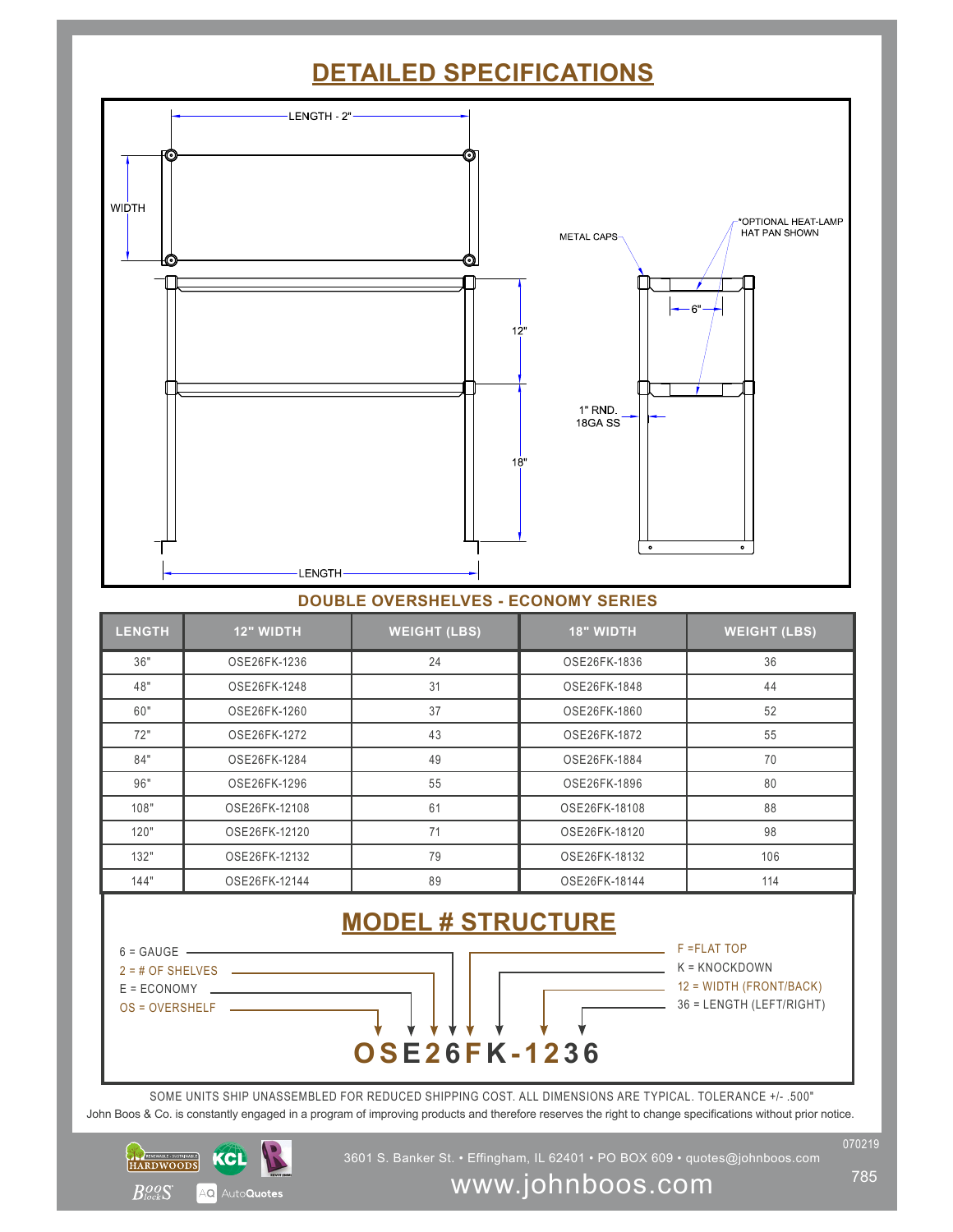# DETAILED SPECIFICATIONS

LENGTH - 2"

WIDTH

12"

18"

LENGTH

METAL CAPS

*OPTIONAL HEAT-LAMP HAT PAN SHOWN

6"

1" RND. 18GA SS

## DOUBLE OVERSHELVES - ECONOMY SERIES

| LENGTH | 12" WIDTH | WEIGHT (LBS) | 18" WIDTH | WEIGHT (LBS) |
|---|---|---|---|---|
| 36" | OSE26FK-1236 | 24 | OSE26FK-1836 | 36 |
| 48" | OSE26FK-1248 | 31 | OSE26FK-1848 | 44 |
| 60" | OSE26FK-1260 | 37 | OSE26FK-1860 | 52 |
| 72" | OSE26FK-1272 | 43 | OSE26FK-1872 | 55 |
| 84" | OSE26FK-1284 | 49 | OSE26FK-1884 | 70 |
| 96" | OSE26FK-1296 | 55 | OSE26FK-1896 | 80 |
| 108" | OSE26FK-12108 | 61 | OSE26FK-18108 | 88 |
| 120" | OSE26FK-12120 | 71 | OSE26FK-18120 | 98 |
| 132" | OSE26FK-12132 | 79 | OSE26FK-18132 | 106 |
| 144" | OSE26FK-12144 | 89 | OSE26FK-18144 | 114 |

## MODEL # STRUCTURE

6 = GAUGE
2 = # OF SHELVES
E = ECONOMY
OS = OVERSHELF

F =FLAT TOP
K = KNOCKDOWN
12 = WIDTH (FRONT/BACK)
36 = LENGTH (LEFT/RIGHT)

**OSE26FK-1236**

SOME UNITS SHIP UNASSEMBLED FOR REDUCED SHIPPING COST. ALL DIMENSIONS ARE TYPICAL. TOLERANCE +/- .500"

John Boos & Co. is constantly engaged in a program of improving products and therefore reserves the right to change specifications without prior notice.

3601 S. Banker St. • Effingham, IL 62401 • PO BOX 609 • quotes@johnboos.com

www.johnboos.com

070219